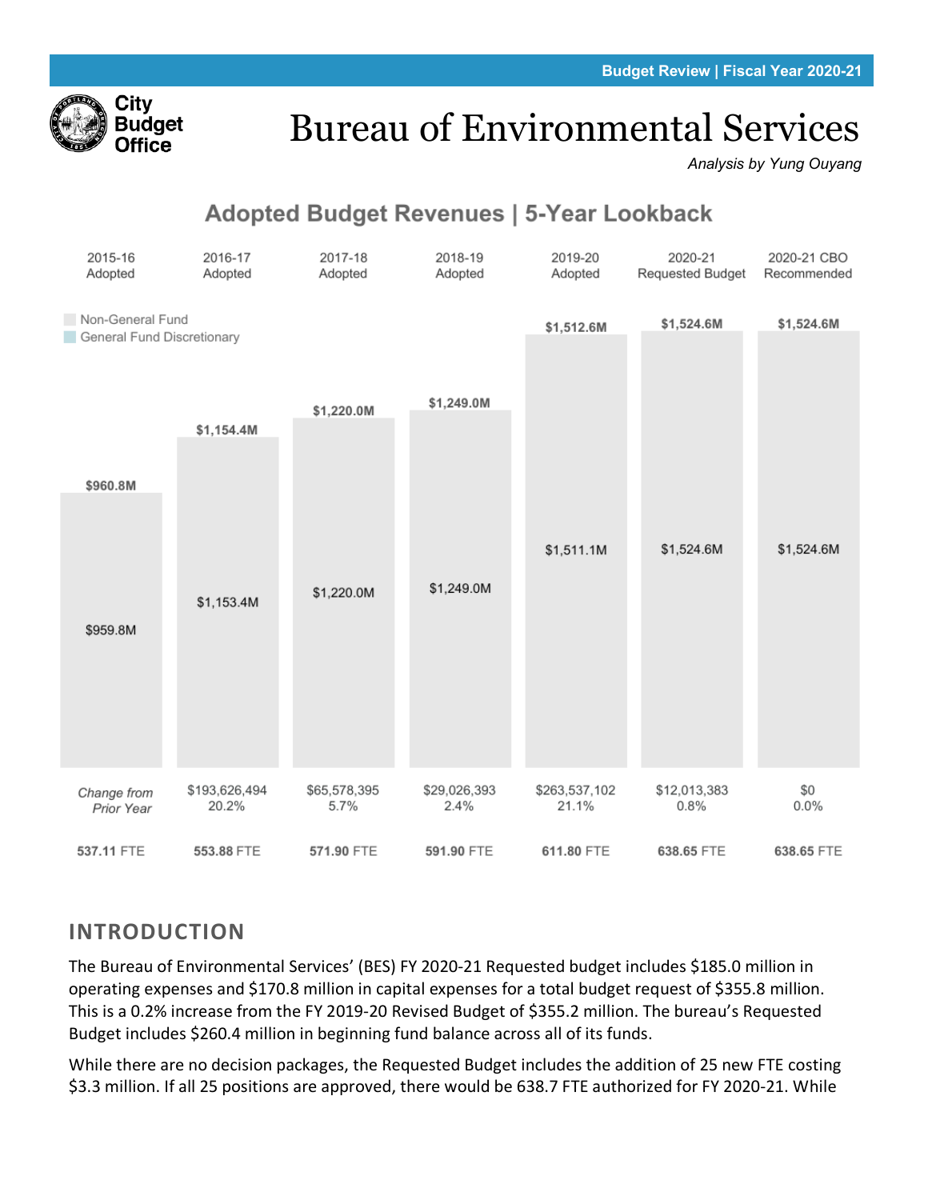Budget Review | Fiscal Year 2020-21

City Budget Office

# Bureau of Environmental Services

*Analysis by Yung Ouyang*

## Adopted Budget Revenues | 5-Year Lookback

Non-General Fund
General Fund Discretionary

| | 2015-16 Adopted | 2016-17 Adopted | 2017-18 Adopted | 2018-19 Adopted | 2019-20 Adopted | 2020-21 Requested Budget | 2020-21 CBO Recommended |
|---|---|---|---|---|---|---|---|
| Total | $960.8M | $1,154.4M | $1,220.0M | $1,249.0M | $1,512.6M | $1,524.6M | $1,524.6M |
| Non-General Fund | $959.8M | $1,153.4M | $1,220.0M | $1,249.0M | $1,511.1M | $1,524.6M | $1,524.6M |
| *Change from Prior Year* | | $193,626,494 20.2% | $65,578,395 5.7% | $29,026,393 2.4% | $263,537,102 21.1% | $12,013,383 0.8% | $0 0.0% |
| FTE | 537.11 FTE | 553.88 FTE | 571.90 FTE | 591.90 FTE | 611.80 FTE | 638.65 FTE | 638.65 FTE |

## INTRODUCTION

The Bureau of Environmental Services' (BES) FY 2020-21 Requested budget includes $185.0 million in operating expenses and $170.8 million in capital expenses for a total budget request of $355.8 million. This is a 0.2% increase from the FY 2019-20 Revised Budget of $355.2 million. The bureau's Requested Budget includes $260.4 million in beginning fund balance across all of its funds.

While there are no decision packages, the Requested Budget includes the addition of 25 new FTE costing $3.3 million. If all 25 positions are approved, there would be 638.7 FTE authorized for FY 2020-21. While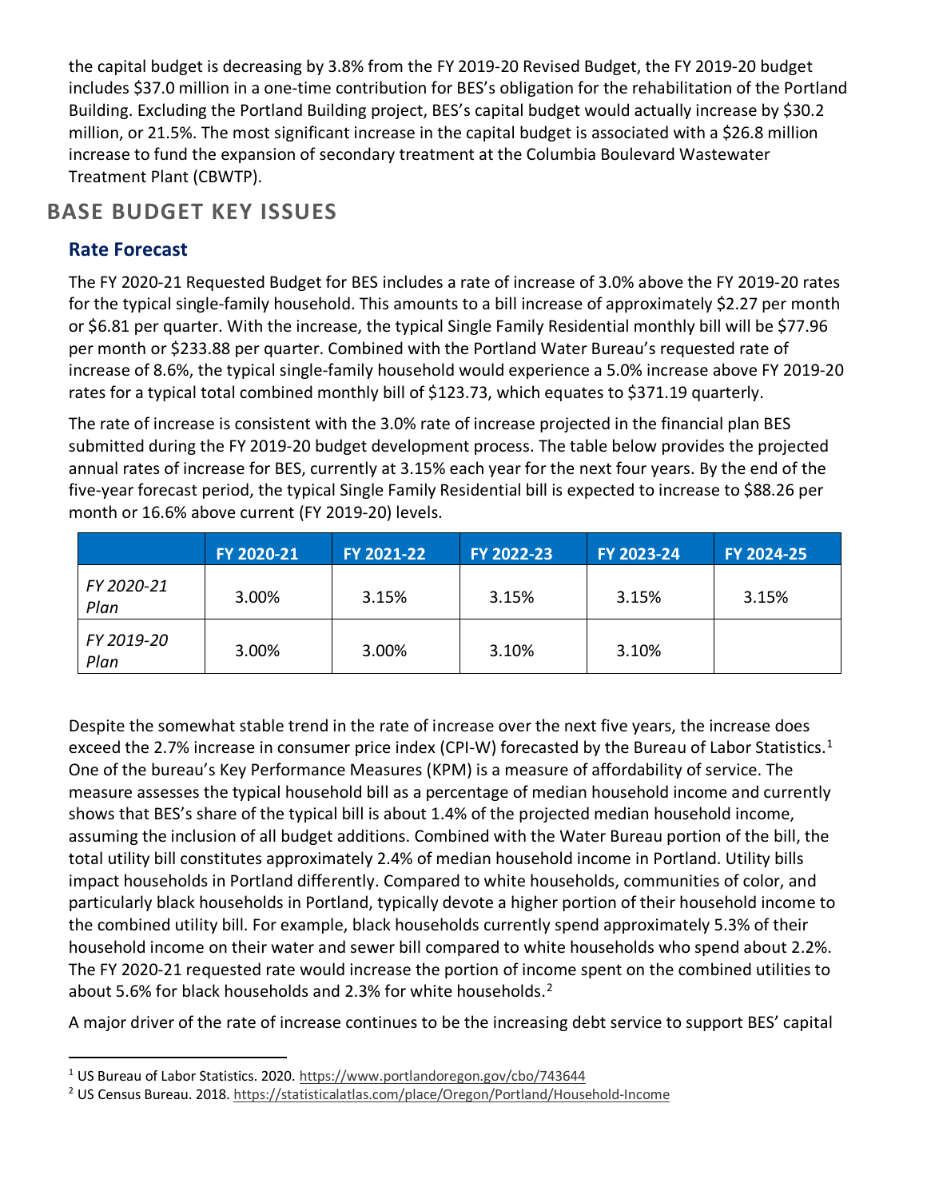the capital budget is decreasing by 3.8% from the FY 2019-20 Revised Budget, the FY 2019-20 budget includes $37.0 million in a one-time contribution for BES's obligation for the rehabilitation of the Portland Building. Excluding the Portland Building project, BES's capital budget would actually increase by $30.2 million, or 21.5%. The most significant increase in the capital budget is associated with a $26.8 million increase to fund the expansion of secondary treatment at the Columbia Boulevard Wastewater Treatment Plant (CBWTP).

## BASE BUDGET KEY ISSUES

### Rate Forecast

The FY 2020-21 Requested Budget for BES includes a rate of increase of 3.0% above the FY 2019-20 rates for the typical single-family household. This amounts to a bill increase of approximately $2.27 per month or $6.81 per quarter. With the increase, the typical Single Family Residential monthly bill will be $77.96 per month or $233.88 per quarter. Combined with the Portland Water Bureau's requested rate of increase of 8.6%, the typical single-family household would experience a 5.0% increase above FY 2019-20 rates for a typical total combined monthly bill of $123.73, which equates to $371.19 quarterly.

The rate of increase is consistent with the 3.0% rate of increase projected in the financial plan BES submitted during the FY 2019-20 budget development process. The table below provides the projected annual rates of increase for BES, currently at 3.15% each year for the next four years. By the end of the five-year forecast period, the typical Single Family Residential bill is expected to increase to $88.26 per month or 16.6% above current (FY 2019-20) levels.

| | FY 2020-21 | FY 2021-22 | FY 2022-23 | FY 2023-24 | FY 2024-25 |
|---|---|---|---|---|---|
| *FY 2020-21 Plan* | 3.00% | 3.15% | 3.15% | 3.15% | 3.15% |
| *FY 2019-20 Plan* | 3.00% | 3.00% | 3.10% | 3.10% | |

Despite the somewhat stable trend in the rate of increase over the next five years, the increase does exceed the 2.7% increase in consumer price index (CPI-W) forecasted by the Bureau of Labor Statistics.[1] One of the bureau's Key Performance Measures (KPM) is a measure of affordability of service. The measure assesses the typical household bill as a percentage of median household income and currently shows that BES's share of the typical bill is about 1.4% of the projected median household income, assuming the inclusion of all budget additions. Combined with the Water Bureau portion of the bill, the total utility bill constitutes approximately 2.4% of median household income in Portland. Utility bills impact households in Portland differently. Compared to white households, communities of color, and particularly black households in Portland, typically devote a higher portion of their household income to the combined utility bill. For example, black households currently spend approximately 5.3% of their household income on their water and sewer bill compared to white households who spend about 2.2%. The FY 2020-21 requested rate would increase the portion of income spent on the combined utilities to about 5.6% for black households and 2.3% for white households.[2]

A major driver of the rate of increase continues to be the increasing debt service to support BES' capital

---

[1] US Bureau of Labor Statistics. 2020. https://www.portlandoregon.gov/cbo/743644

[2] US Census Bureau. 2018. https://statisticalatlas.com/place/Oregon/Portland/Household-Income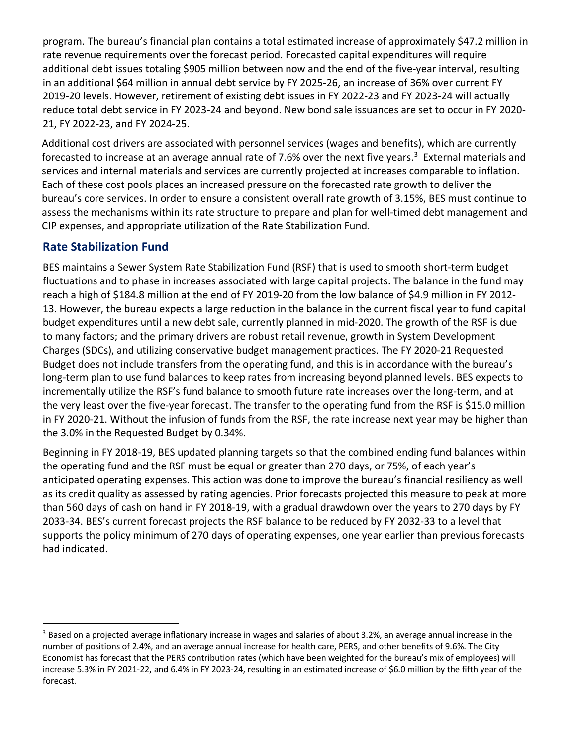program. The bureau's financial plan contains a total estimated increase of approximately $47.2 million in rate revenue requirements over the forecast period. Forecasted capital expenditures will require additional debt issues totaling $905 million between now and the end of the five-year interval, resulting in an additional $64 million in annual debt service by FY 2025-26, an increase of 36% over current FY 2019-20 levels. However, retirement of existing debt issues in FY 2022-23 and FY 2023-24 will actually reduce total debt service in FY 2023-24 and beyond. New bond sale issuances are set to occur in FY 2020-21, FY 2022-23, and FY 2024-25.

Additional cost drivers are associated with personnel services (wages and benefits), which are currently forecasted to increase at an average annual rate of 7.6% over the next five years.[3] External materials and services and internal materials and services are currently projected at increases comparable to inflation. Each of these cost pools places an increased pressure on the forecasted rate growth to deliver the bureau's core services. In order to ensure a consistent overall rate growth of 3.15%, BES must continue to assess the mechanisms within its rate structure to prepare and plan for well-timed debt management and CIP expenses, and appropriate utilization of the Rate Stabilization Fund.

## Rate Stabilization Fund

BES maintains a Sewer System Rate Stabilization Fund (RSF) that is used to smooth short-term budget fluctuations and to phase in increases associated with large capital projects. The balance in the fund may reach a high of $184.8 million at the end of FY 2019-20 from the low balance of $4.9 million in FY 2012-13. However, the bureau expects a large reduction in the balance in the current fiscal year to fund capital budget expenditures until a new debt sale, currently planned in mid-2020. The growth of the RSF is due to many factors; and the primary drivers are robust retail revenue, growth in System Development Charges (SDCs), and utilizing conservative budget management practices. The FY 2020-21 Requested Budget does not include transfers from the operating fund, and this is in accordance with the bureau's long-term plan to use fund balances to keep rates from increasing beyond planned levels. BES expects to incrementally utilize the RSF's fund balance to smooth future rate increases over the long-term, and at the very least over the five-year forecast. The transfer to the operating fund from the RSF is $15.0 million in FY 2020-21. Without the infusion of funds from the RSF, the rate increase next year may be higher than the 3.0% in the Requested Budget by 0.34%.

Beginning in FY 2018-19, BES updated planning targets so that the combined ending fund balances within the operating fund and the RSF must be equal or greater than 270 days, or 75%, of each year's anticipated operating expenses. This action was done to improve the bureau's financial resiliency as well as its credit quality as assessed by rating agencies. Prior forecasts projected this measure to peak at more than 560 days of cash on hand in FY 2018-19, with a gradual drawdown over the years to 270 days by FY 2033-34. BES's current forecast projects the RSF balance to be reduced by FY 2032-33 to a level that supports the policy minimum of 270 days of operating expenses, one year earlier than previous forecasts had indicated.

---

[3] Based on a projected average inflationary increase in wages and salaries of about 3.2%, an average annual increase in the number of positions of 2.4%, and an average annual increase for health care, PERS, and other benefits of 9.6%. The City Economist has forecast that the PERS contribution rates (which have been weighted for the bureau's mix of employees) will increase 5.3% in FY 2021-22, and 6.4% in FY 2023-24, resulting in an estimated increase of $6.0 million by the fifth year of the forecast.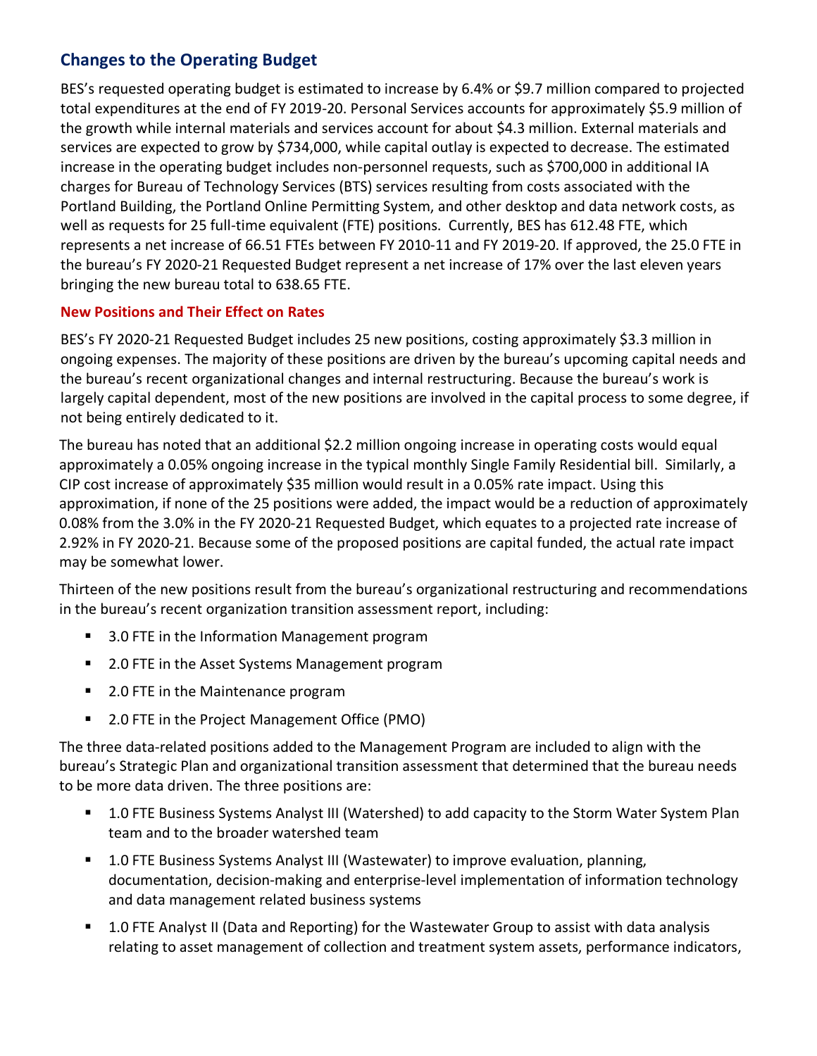## Changes to the Operating Budget

BES's requested operating budget is estimated to increase by 6.4% or $9.7 million compared to projected total expenditures at the end of FY 2019-20. Personal Services accounts for approximately $5.9 million of the growth while internal materials and services account for about $4.3 million. External materials and services are expected to grow by $734,000, while capital outlay is expected to decrease. The estimated increase in the operating budget includes non-personnel requests, such as $700,000 in additional IA charges for Bureau of Technology Services (BTS) services resulting from costs associated with the Portland Building, the Portland Online Permitting System, and other desktop and data network costs, as well as requests for 25 full-time equivalent (FTE) positions. Currently, BES has 612.48 FTE, which represents a net increase of 66.51 FTEs between FY 2010-11 and FY 2019-20. If approved, the 25.0 FTE in the bureau's FY 2020-21 Requested Budget represent a net increase of 17% over the last eleven years bringing the new bureau total to 638.65 FTE.

### New Positions and Their Effect on Rates

BES's FY 2020-21 Requested Budget includes 25 new positions, costing approximately $3.3 million in ongoing expenses. The majority of these positions are driven by the bureau's upcoming capital needs and the bureau's recent organizational changes and internal restructuring. Because the bureau's work is largely capital dependent, most of the new positions are involved in the capital process to some degree, if not being entirely dedicated to it.

The bureau has noted that an additional $2.2 million ongoing increase in operating costs would equal approximately a 0.05% ongoing increase in the typical monthly Single Family Residential bill. Similarly, a CIP cost increase of approximately $35 million would result in a 0.05% rate impact. Using this approximation, if none of the 25 positions were added, the impact would be a reduction of approximately 0.08% from the 3.0% in the FY 2020-21 Requested Budget, which equates to a projected rate increase of 2.92% in FY 2020-21. Because some of the proposed positions are capital funded, the actual rate impact may be somewhat lower.

Thirteen of the new positions result from the bureau's organizational restructuring and recommendations in the bureau's recent organization transition assessment report, including:

- 3.0 FTE in the Information Management program
- 2.0 FTE in the Asset Systems Management program
- 2.0 FTE in the Maintenance program
- 2.0 FTE in the Project Management Office (PMO)

The three data-related positions added to the Management Program are included to align with the bureau's Strategic Plan and organizational transition assessment that determined that the bureau needs to be more data driven. The three positions are:

- 1.0 FTE Business Systems Analyst III (Watershed) to add capacity to the Storm Water System Plan team and to the broader watershed team
- 1.0 FTE Business Systems Analyst III (Wastewater) to improve evaluation, planning, documentation, decision-making and enterprise-level implementation of information technology and data management related business systems
- 1.0 FTE Analyst II (Data and Reporting) for the Wastewater Group to assist with data analysis relating to asset management of collection and treatment system assets, performance indicators,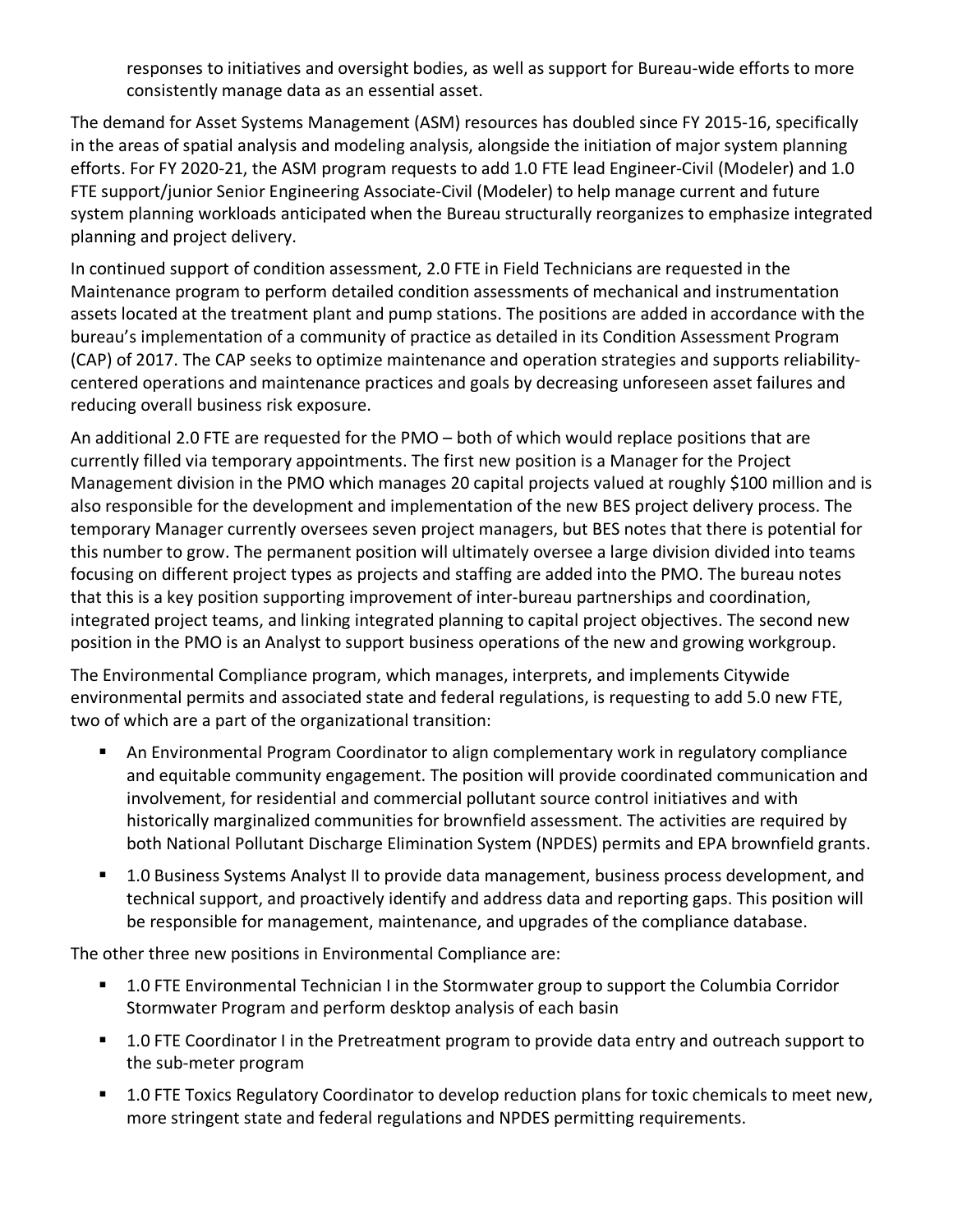responses to initiatives and oversight bodies, as well as support for Bureau-wide efforts to more consistently manage data as an essential asset.

The demand for Asset Systems Management (ASM) resources has doubled since FY 2015-16, specifically in the areas of spatial analysis and modeling analysis, alongside the initiation of major system planning efforts. For FY 2020-21, the ASM program requests to add 1.0 FTE lead Engineer-Civil (Modeler) and 1.0 FTE support/junior Senior Engineering Associate-Civil (Modeler) to help manage current and future system planning workloads anticipated when the Bureau structurally reorganizes to emphasize integrated planning and project delivery.

In continued support of condition assessment, 2.0 FTE in Field Technicians are requested in the Maintenance program to perform detailed condition assessments of mechanical and instrumentation assets located at the treatment plant and pump stations. The positions are added in accordance with the bureau's implementation of a community of practice as detailed in its Condition Assessment Program (CAP) of 2017. The CAP seeks to optimize maintenance and operation strategies and supports reliability-centered operations and maintenance practices and goals by decreasing unforeseen asset failures and reducing overall business risk exposure.

An additional 2.0 FTE are requested for the PMO – both of which would replace positions that are currently filled via temporary appointments. The first new position is a Manager for the Project Management division in the PMO which manages 20 capital projects valued at roughly $100 million and is also responsible for the development and implementation of the new BES project delivery process. The temporary Manager currently oversees seven project managers, but BES notes that there is potential for this number to grow. The permanent position will ultimately oversee a large division divided into teams focusing on different project types as projects and staffing are added into the PMO. The bureau notes that this is a key position supporting improvement of inter-bureau partnerships and coordination, integrated project teams, and linking integrated planning to capital project objectives. The second new position in the PMO is an Analyst to support business operations of the new and growing workgroup.

The Environmental Compliance program, which manages, interprets, and implements Citywide environmental permits and associated state and federal regulations, is requesting to add 5.0 new FTE, two of which are a part of the organizational transition:

- An Environmental Program Coordinator to align complementary work in regulatory compliance and equitable community engagement. The position will provide coordinated communication and involvement, for residential and commercial pollutant source control initiatives and with historically marginalized communities for brownfield assessment. The activities are required by both National Pollutant Discharge Elimination System (NPDES) permits and EPA brownfield grants.
- 1.0 Business Systems Analyst II to provide data management, business process development, and technical support, and proactively identify and address data and reporting gaps. This position will be responsible for management, maintenance, and upgrades of the compliance database.

The other three new positions in Environmental Compliance are:

- 1.0 FTE Environmental Technician I in the Stormwater group to support the Columbia Corridor Stormwater Program and perform desktop analysis of each basin
- 1.0 FTE Coordinator I in the Pretreatment program to provide data entry and outreach support to the sub-meter program
- 1.0 FTE Toxics Regulatory Coordinator to develop reduction plans for toxic chemicals to meet new, more stringent state and federal regulations and NPDES permitting requirements.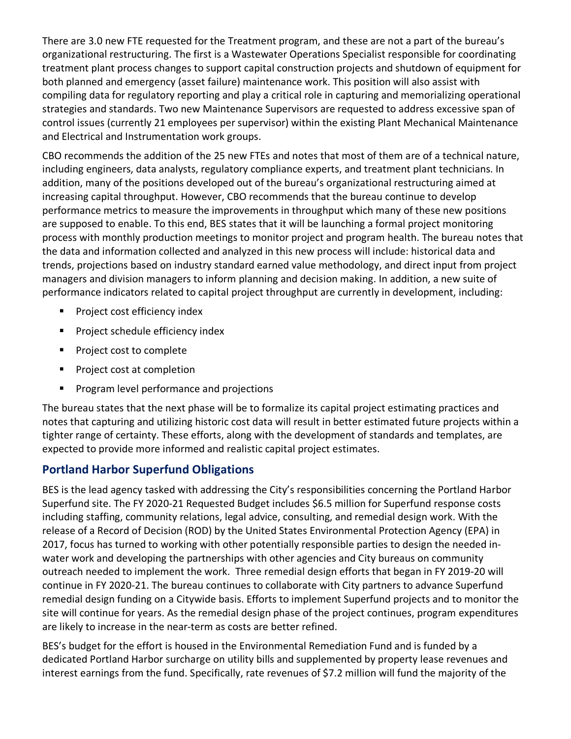There are 3.0 new FTE requested for the Treatment program, and these are not a part of the bureau's organizational restructuring. The first is a Wastewater Operations Specialist responsible for coordinating treatment plant process changes to support capital construction projects and shutdown of equipment for both planned and emergency (asset failure) maintenance work. This position will also assist with compiling data for regulatory reporting and play a critical role in capturing and memorializing operational strategies and standards. Two new Maintenance Supervisors are requested to address excessive span of control issues (currently 21 employees per supervisor) within the existing Plant Mechanical Maintenance and Electrical and Instrumentation work groups.

CBO recommends the addition of the 25 new FTEs and notes that most of them are of a technical nature, including engineers, data analysts, regulatory compliance experts, and treatment plant technicians. In addition, many of the positions developed out of the bureau's organizational restructuring aimed at increasing capital throughput. However, CBO recommends that the bureau continue to develop performance metrics to measure the improvements in throughput which many of these new positions are supposed to enable. To this end, BES states that it will be launching a formal project monitoring process with monthly production meetings to monitor project and program health. The bureau notes that the data and information collected and analyzed in this new process will include: historical data and trends, projections based on industry standard earned value methodology, and direct input from project managers and division managers to inform planning and decision making. In addition, a new suite of performance indicators related to capital project throughput are currently in development, including:

- Project cost efficiency index
- Project schedule efficiency index
- Project cost to complete
- Project cost at completion
- Program level performance and projections

The bureau states that the next phase will be to formalize its capital project estimating practices and notes that capturing and utilizing historic cost data will result in better estimated future projects within a tighter range of certainty. These efforts, along with the development of standards and templates, are expected to provide more informed and realistic capital project estimates.

## Portland Harbor Superfund Obligations

BES is the lead agency tasked with addressing the City's responsibilities concerning the Portland Harbor Superfund site. The FY 2020-21 Requested Budget includes $6.5 million for Superfund response costs including staffing, community relations, legal advice, consulting, and remedial design work. With the release of a Record of Decision (ROD) by the United States Environmental Protection Agency (EPA) in 2017, focus has turned to working with other potentially responsible parties to design the needed in-water work and developing the partnerships with other agencies and City bureaus on community outreach needed to implement the work. Three remedial design efforts that began in FY 2019-20 will continue in FY 2020-21. The bureau continues to collaborate with City partners to advance Superfund remedial design funding on a Citywide basis. Efforts to implement Superfund projects and to monitor the site will continue for years. As the remedial design phase of the project continues, program expenditures are likely to increase in the near-term as costs are better refined.

BES's budget for the effort is housed in the Environmental Remediation Fund and is funded by a dedicated Portland Harbor surcharge on utility bills and supplemented by property lease revenues and interest earnings from the fund. Specifically, rate revenues of $7.2 million will fund the majority of the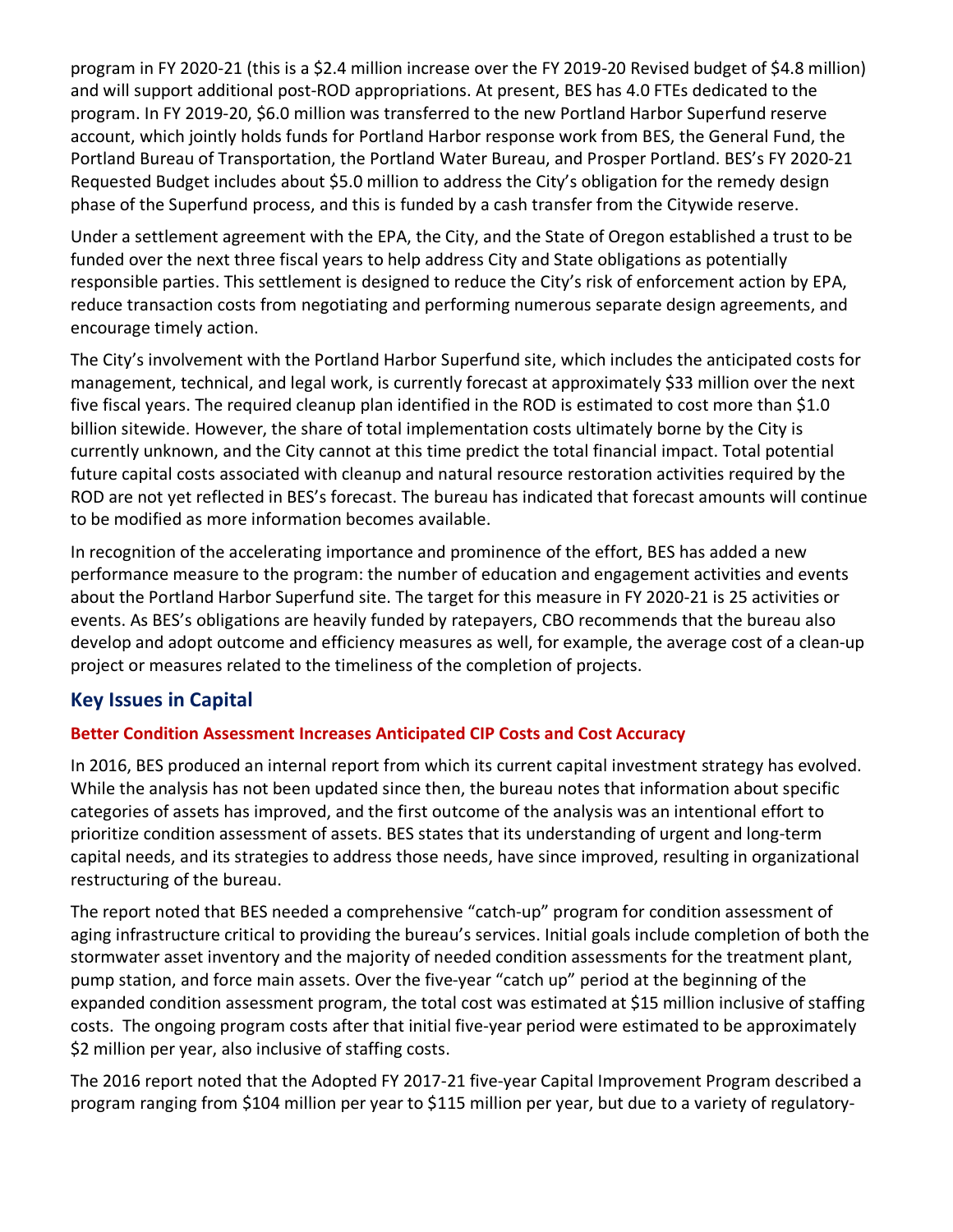program in FY 2020-21 (this is a $2.4 million increase over the FY 2019-20 Revised budget of $4.8 million) and will support additional post-ROD appropriations. At present, BES has 4.0 FTEs dedicated to the program. In FY 2019-20, $6.0 million was transferred to the new Portland Harbor Superfund reserve account, which jointly holds funds for Portland Harbor response work from BES, the General Fund, the Portland Bureau of Transportation, the Portland Water Bureau, and Prosper Portland. BES's FY 2020-21 Requested Budget includes about $5.0 million to address the City's obligation for the remedy design phase of the Superfund process, and this is funded by a cash transfer from the Citywide reserve.

Under a settlement agreement with the EPA, the City, and the State of Oregon established a trust to be funded over the next three fiscal years to help address City and State obligations as potentially responsible parties. This settlement is designed to reduce the City's risk of enforcement action by EPA, reduce transaction costs from negotiating and performing numerous separate design agreements, and encourage timely action.

The City's involvement with the Portland Harbor Superfund site, which includes the anticipated costs for management, technical, and legal work, is currently forecast at approximately $33 million over the next five fiscal years. The required cleanup plan identified in the ROD is estimated to cost more than $1.0 billion sitewide. However, the share of total implementation costs ultimately borne by the City is currently unknown, and the City cannot at this time predict the total financial impact. Total potential future capital costs associated with cleanup and natural resource restoration activities required by the ROD are not yet reflected in BES's forecast. The bureau has indicated that forecast amounts will continue to be modified as more information becomes available.

In recognition of the accelerating importance and prominence of the effort, BES has added a new performance measure to the program: the number of education and engagement activities and events about the Portland Harbor Superfund site. The target for this measure in FY 2020-21 is 25 activities or events. As BES's obligations are heavily funded by ratepayers, CBO recommends that the bureau also develop and adopt outcome and efficiency measures as well, for example, the average cost of a clean-up project or measures related to the timeliness of the completion of projects.

## Key Issues in Capital

### Better Condition Assessment Increases Anticipated CIP Costs and Cost Accuracy

In 2016, BES produced an internal report from which its current capital investment strategy has evolved. While the analysis has not been updated since then, the bureau notes that information about specific categories of assets has improved, and the first outcome of the analysis was an intentional effort to prioritize condition assessment of assets. BES states that its understanding of urgent and long-term capital needs, and its strategies to address those needs, have since improved, resulting in organizational restructuring of the bureau.

The report noted that BES needed a comprehensive "catch-up" program for condition assessment of aging infrastructure critical to providing the bureau's services. Initial goals include completion of both the stormwater asset inventory and the majority of needed condition assessments for the treatment plant, pump station, and force main assets. Over the five-year "catch up" period at the beginning of the expanded condition assessment program, the total cost was estimated at $15 million inclusive of staffing costs. The ongoing program costs after that initial five-year period were estimated to be approximately $2 million per year, also inclusive of staffing costs.

The 2016 report noted that the Adopted FY 2017-21 five-year Capital Improvement Program described a program ranging from $104 million per year to $115 million per year, but due to a variety of regulatory-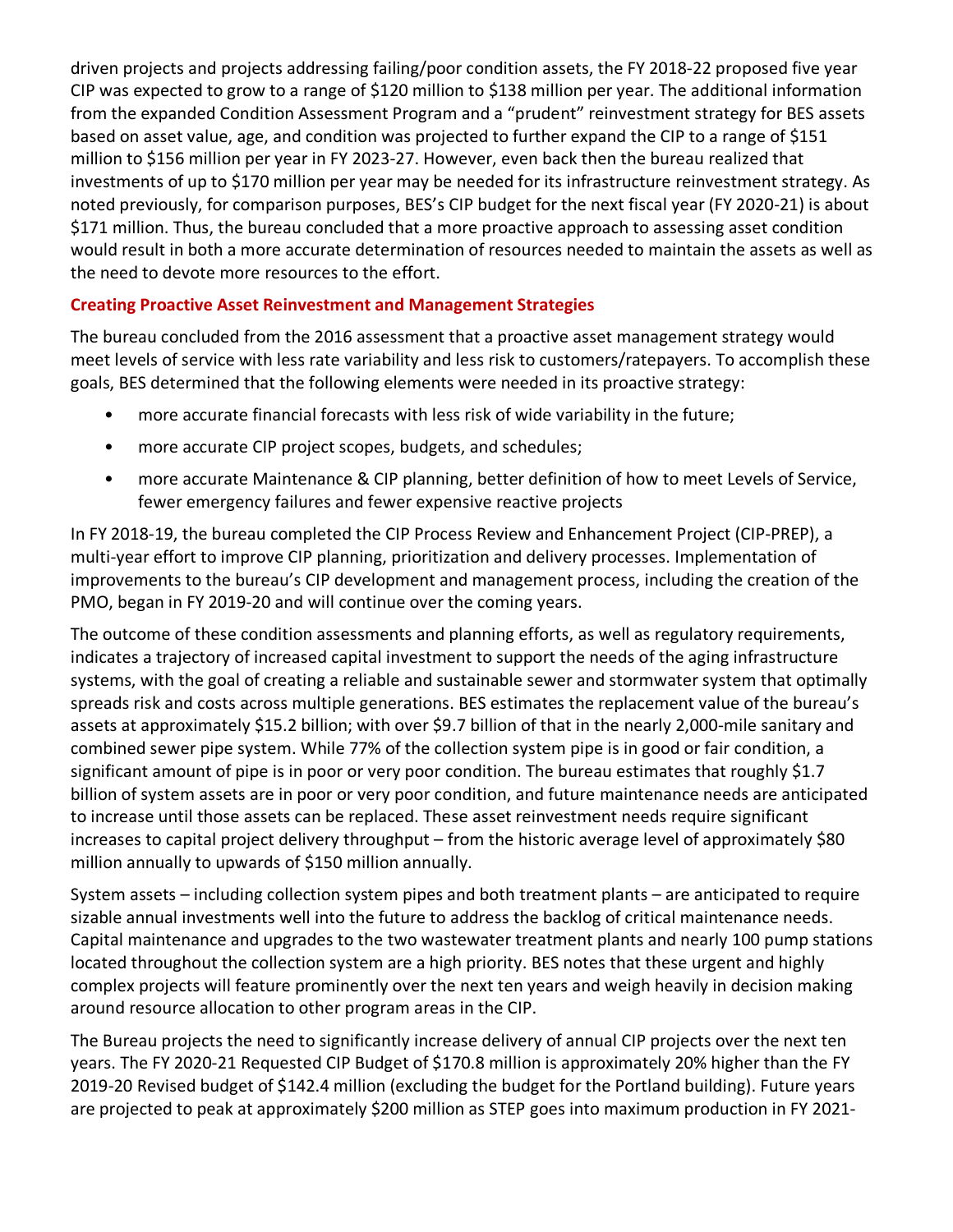driven projects and projects addressing failing/poor condition assets, the FY 2018-22 proposed five year CIP was expected to grow to a range of $120 million to $138 million per year. The additional information from the expanded Condition Assessment Program and a "prudent" reinvestment strategy for BES assets based on asset value, age, and condition was projected to further expand the CIP to a range of $151 million to $156 million per year in FY 2023-27. However, even back then the bureau realized that investments of up to $170 million per year may be needed for its infrastructure reinvestment strategy. As noted previously, for comparison purposes, BES's CIP budget for the next fiscal year (FY 2020-21) is about $171 million. Thus, the bureau concluded that a more proactive approach to assessing asset condition would result in both a more accurate determination of resources needed to maintain the assets as well as the need to devote more resources to the effort.

### Creating Proactive Asset Reinvestment and Management Strategies

The bureau concluded from the 2016 assessment that a proactive asset management strategy would meet levels of service with less rate variability and less risk to customers/ratepayers. To accomplish these goals, BES determined that the following elements were needed in its proactive strategy:

- more accurate financial forecasts with less risk of wide variability in the future;
- more accurate CIP project scopes, budgets, and schedules;
- more accurate Maintenance & CIP planning, better definition of how to meet Levels of Service, fewer emergency failures and fewer expensive reactive projects

In FY 2018-19, the bureau completed the CIP Process Review and Enhancement Project (CIP-PREP), a multi-year effort to improve CIP planning, prioritization and delivery processes. Implementation of improvements to the bureau's CIP development and management process, including the creation of the PMO, began in FY 2019-20 and will continue over the coming years.

The outcome of these condition assessments and planning efforts, as well as regulatory requirements, indicates a trajectory of increased capital investment to support the needs of the aging infrastructure systems, with the goal of creating a reliable and sustainable sewer and stormwater system that optimally spreads risk and costs across multiple generations. BES estimates the replacement value of the bureau's assets at approximately $15.2 billion; with over $9.7 billion of that in the nearly 2,000-mile sanitary and combined sewer pipe system. While 77% of the collection system pipe is in good or fair condition, a significant amount of pipe is in poor or very poor condition. The bureau estimates that roughly $1.7 billion of system assets are in poor or very poor condition, and future maintenance needs are anticipated to increase until those assets can be replaced. These asset reinvestment needs require significant increases to capital project delivery throughput – from the historic average level of approximately $80 million annually to upwards of $150 million annually.

System assets – including collection system pipes and both treatment plants – are anticipated to require sizable annual investments well into the future to address the backlog of critical maintenance needs. Capital maintenance and upgrades to the two wastewater treatment plants and nearly 100 pump stations located throughout the collection system are a high priority. BES notes that these urgent and highly complex projects will feature prominently over the next ten years and weigh heavily in decision making around resource allocation to other program areas in the CIP.

The Bureau projects the need to significantly increase delivery of annual CIP projects over the next ten years. The FY 2020-21 Requested CIP Budget of $170.8 million is approximately 20% higher than the FY 2019-20 Revised budget of $142.4 million (excluding the budget for the Portland building). Future years are projected to peak at approximately $200 million as STEP goes into maximum production in FY 2021-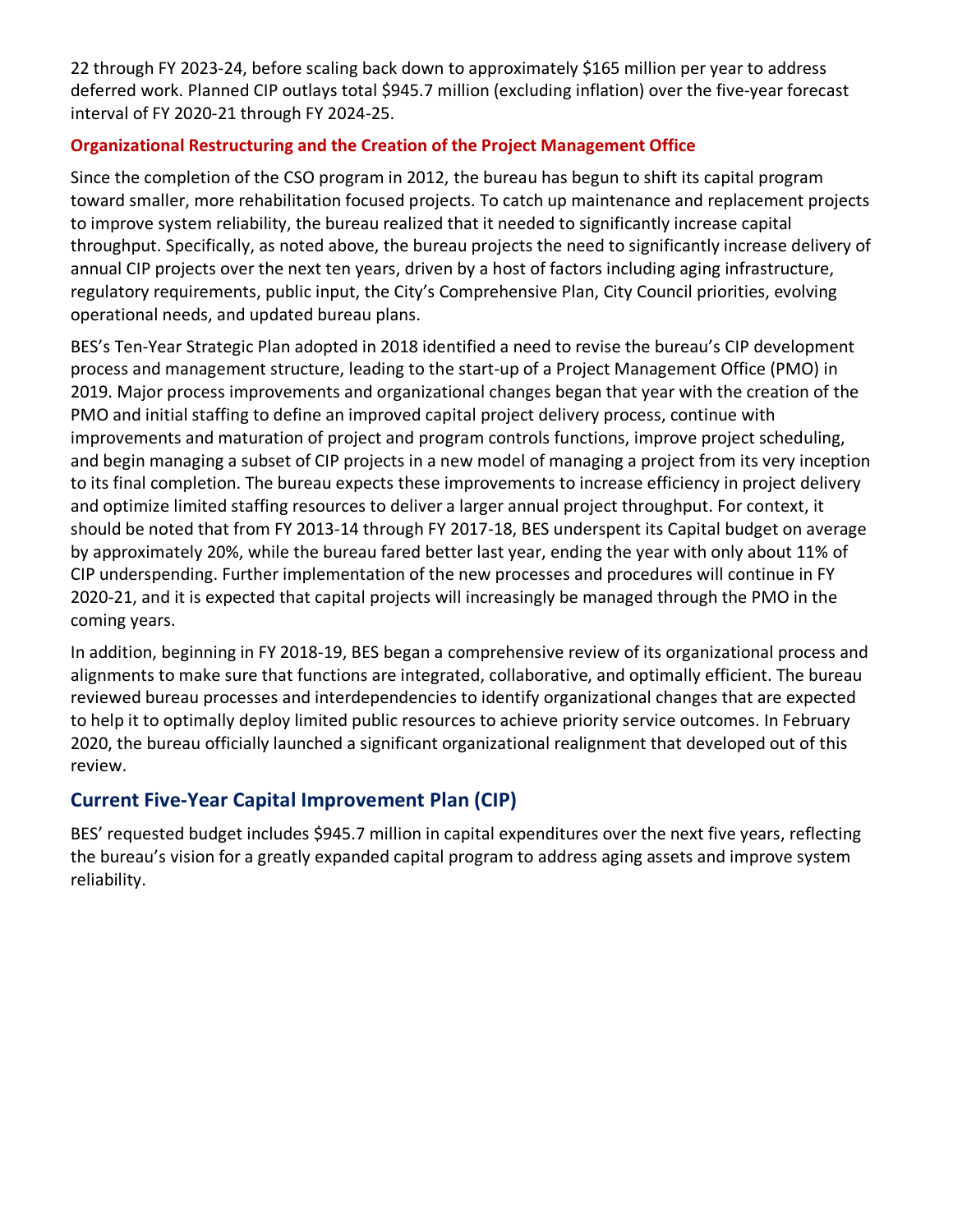22 through FY 2023-24, before scaling back down to approximately $165 million per year to address deferred work. Planned CIP outlays total $945.7 million (excluding inflation) over the five-year forecast interval of FY 2020-21 through FY 2024-25.

### Organizational Restructuring and the Creation of the Project Management Office

Since the completion of the CSO program in 2012, the bureau has begun to shift its capital program toward smaller, more rehabilitation focused projects. To catch up maintenance and replacement projects to improve system reliability, the bureau realized that it needed to significantly increase capital throughput. Specifically, as noted above, the bureau projects the need to significantly increase delivery of annual CIP projects over the next ten years, driven by a host of factors including aging infrastructure, regulatory requirements, public input, the City's Comprehensive Plan, City Council priorities, evolving operational needs, and updated bureau plans.

BES's Ten-Year Strategic Plan adopted in 2018 identified a need to revise the bureau's CIP development process and management structure, leading to the start-up of a Project Management Office (PMO) in 2019. Major process improvements and organizational changes began that year with the creation of the PMO and initial staffing to define an improved capital project delivery process, continue with improvements and maturation of project and program controls functions, improve project scheduling, and begin managing a subset of CIP projects in a new model of managing a project from its very inception to its final completion. The bureau expects these improvements to increase efficiency in project delivery and optimize limited staffing resources to deliver a larger annual project throughput. For context, it should be noted that from FY 2013-14 through FY 2017-18, BES underspent its Capital budget on average by approximately 20%, while the bureau fared better last year, ending the year with only about 11% of CIP underspending. Further implementation of the new processes and procedures will continue in FY 2020-21, and it is expected that capital projects will increasingly be managed through the PMO in the coming years.

In addition, beginning in FY 2018-19, BES began a comprehensive review of its organizational process and alignments to make sure that functions are integrated, collaborative, and optimally efficient. The bureau reviewed bureau processes and interdependencies to identify organizational changes that are expected to help it to optimally deploy limited public resources to achieve priority service outcomes. In February 2020, the bureau officially launched a significant organizational realignment that developed out of this review.

## Current Five-Year Capital Improvement Plan (CIP)

BES' requested budget includes $945.7 million in capital expenditures over the next five years, reflecting the bureau's vision for a greatly expanded capital program to address aging assets and improve system reliability.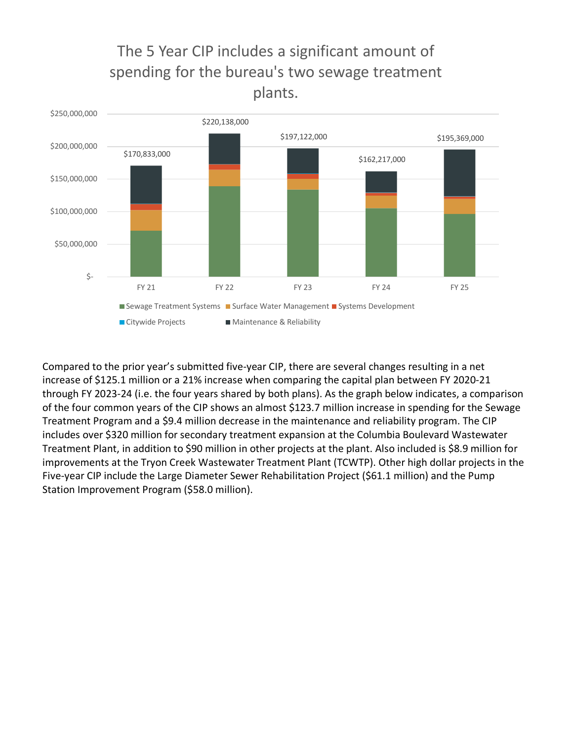## The 5 Year CIP includes a significant amount of spending for the bureau's two sewage treatment plants.

| | FY 21 | FY 22 | FY 23 | FY 24 | FY 25 |
|---|---|---|---|---|---|
| Total | $170,833,000 | $220,138,000 | $197,122,000 | $162,217,000 | $195,369,000 |

Legend: Sewage Treatment Systems, Surface Water Management, Systems Development, Citywide Projects, Maintenance & Reliability

Compared to the prior year's submitted five-year CIP, there are several changes resulting in a net increase of $125.1 million or a 21% increase when comparing the capital plan between FY 2020-21 through FY 2023-24 (i.e. the four years shared by both plans). As the graph below indicates, a comparison of the four common years of the CIP shows an almost $123.7 million increase in spending for the Sewage Treatment Program and a $9.4 million decrease in the maintenance and reliability program. The CIP includes over $320 million for secondary treatment expansion at the Columbia Boulevard Wastewater Treatment Plant, in addition to $90 million in other projects at the plant. Also included is $8.9 million for improvements at the Tryon Creek Wastewater Treatment Plant (TCWTP). Other high dollar projects in the Five-year CIP include the Large Diameter Sewer Rehabilitation Project ($61.1 million) and the Pump Station Improvement Program ($58.0 million).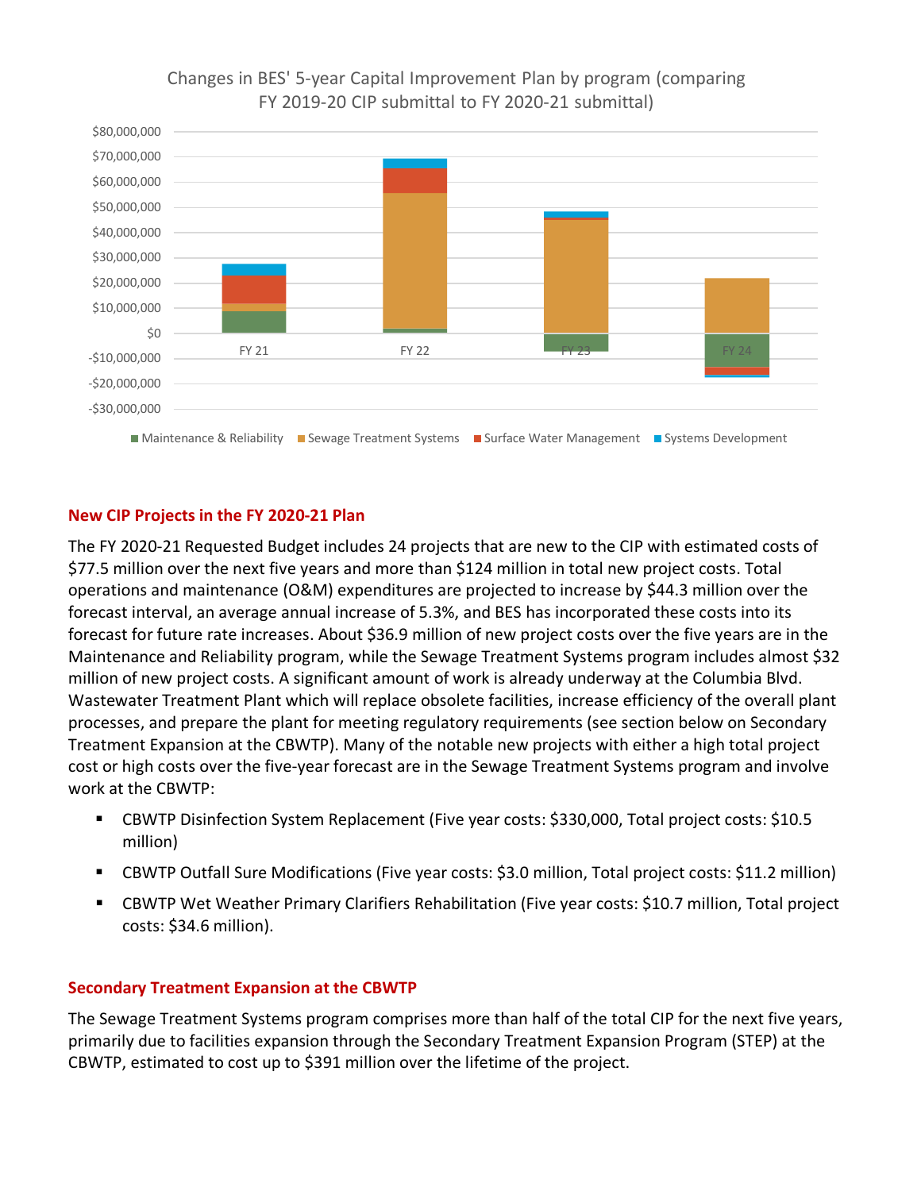Changes in BES' 5-year Capital Improvement Plan by program (comparing FY 2019-20 CIP submittal to FY 2020-21 submittal)

## New CIP Projects in the FY 2020-21 Plan

The FY 2020-21 Requested Budget includes 24 projects that are new to the CIP with estimated costs of $77.5 million over the next five years and more than $124 million in total new project costs. Total operations and maintenance (O&M) expenditures are projected to increase by $44.3 million over the forecast interval, an average annual increase of 5.3%, and BES has incorporated these costs into its forecast for future rate increases. About $36.9 million of new project costs over the five years are in the Maintenance and Reliability program, while the Sewage Treatment Systems program includes almost $32 million of new project costs. A significant amount of work is already underway at the Columbia Blvd. Wastewater Treatment Plant which will replace obsolete facilities, increase efficiency of the overall plant processes, and prepare the plant for meeting regulatory requirements (see section below on Secondary Treatment Expansion at the CBWTP). Many of the notable new projects with either a high total project cost or high costs over the five-year forecast are in the Sewage Treatment Systems program and involve work at the CBWTP:

- CBWTP Disinfection System Replacement (Five year costs: $330,000, Total project costs: $10.5 million)
- CBWTP Outfall Sure Modifications (Five year costs: $3.0 million, Total project costs: $11.2 million)
- CBWTP Wet Weather Primary Clarifiers Rehabilitation (Five year costs: $10.7 million, Total project costs: $34.6 million).

## Secondary Treatment Expansion at the CBWTP

The Sewage Treatment Systems program comprises more than half of the total CIP for the next five years, primarily due to facilities expansion through the Secondary Treatment Expansion Program (STEP) at the CBWTP, estimated to cost up to $391 million over the lifetime of the project.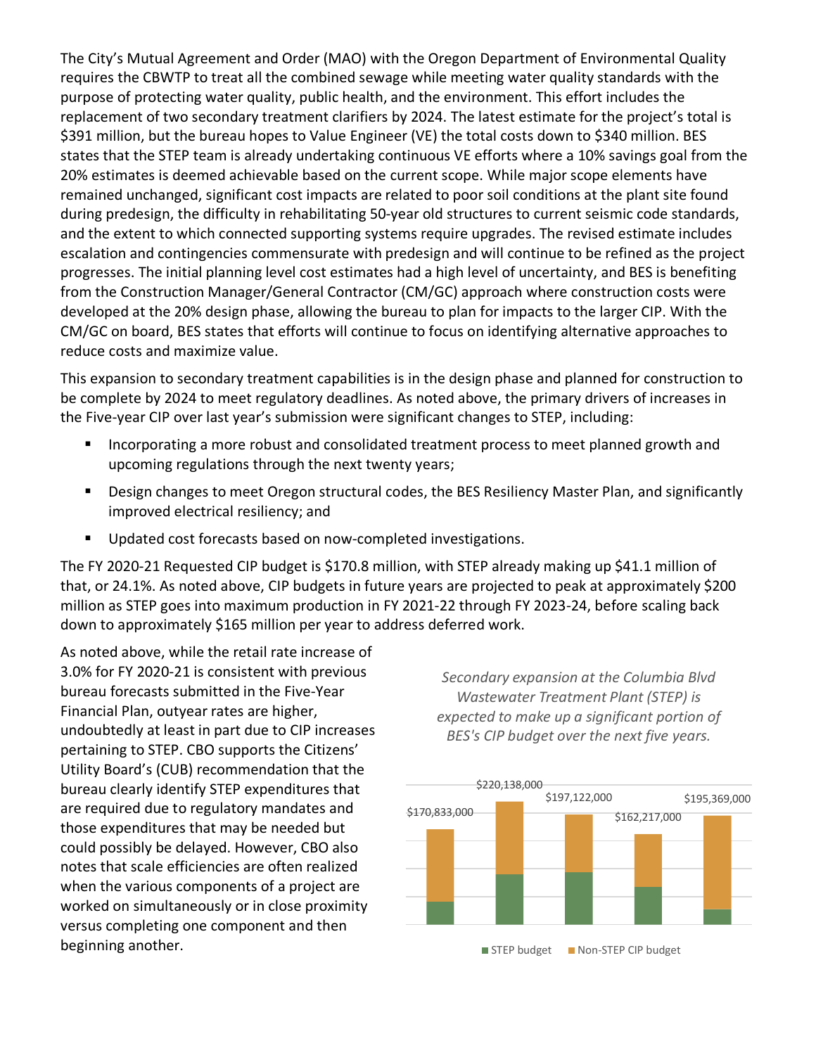The City's Mutual Agreement and Order (MAO) with the Oregon Department of Environmental Quality requires the CBWTP to treat all the combined sewage while meeting water quality standards with the purpose of protecting water quality, public health, and the environment. This effort includes the replacement of two secondary treatment clarifiers by 2024. The latest estimate for the project's total is $391 million, but the bureau hopes to Value Engineer (VE) the total costs down to $340 million. BES states that the STEP team is already undertaking continuous VE efforts where a 10% savings goal from the 20% estimates is deemed achievable based on the current scope. While major scope elements have remained unchanged, significant cost impacts are related to poor soil conditions at the plant site found during predesign, the difficulty in rehabilitating 50-year old structures to current seismic code standards, and the extent to which connected supporting systems require upgrades. The revised estimate includes escalation and contingencies commensurate with predesign and will continue to be refined as the project progresses. The initial planning level cost estimates had a high level of uncertainty, and BES is benefiting from the Construction Manager/General Contractor (CM/GC) approach where construction costs were developed at the 20% design phase, allowing the bureau to plan for impacts to the larger CIP. With the CM/GC on board, BES states that efforts will continue to focus on identifying alternative approaches to reduce costs and maximize value.

This expansion to secondary treatment capabilities is in the design phase and planned for construction to be complete by 2024 to meet regulatory deadlines. As noted above, the primary drivers of increases in the Five-year CIP over last year's submission were significant changes to STEP, including:

- Incorporating a more robust and consolidated treatment process to meet planned growth and upcoming regulations through the next twenty years;
- Design changes to meet Oregon structural codes, the BES Resiliency Master Plan, and significantly improved electrical resiliency; and
- Updated cost forecasts based on now-completed investigations.

The FY 2020-21 Requested CIP budget is $170.8 million, with STEP already making up $41.1 million of that, or 24.1%. As noted above, CIP budgets in future years are projected to peak at approximately $200 million as STEP goes into maximum production in FY 2021-22 through FY 2023-24, before scaling back down to approximately $165 million per year to address deferred work.

As noted above, while the retail rate increase of 3.0% for FY 2020-21 is consistent with previous bureau forecasts submitted in the Five-Year Financial Plan, outyear rates are higher, undoubtedly at least in part due to CIP increases pertaining to STEP. CBO supports the Citizens' Utility Board's (CUB) recommendation that the bureau clearly identify STEP expenditures that are required due to regulatory mandates and those expenditures that may be needed but could possibly be delayed. However, CBO also notes that scale efficiencies are often realized when the various components of a project are worked on simultaneously or in close proximity versus completing one component and then beginning another.

*Secondary expansion at the Columbia Blvd Wastewater Treatment Plant (STEP) is expected to make up a significant portion of BES's CIP budget over the next five years.*

| Total CIP budget |
|---|
| $170,833,000 |
| $220,138,000 |
| $197,122,000 |
| $162,217,000 |
| $195,369,000 |

STEP budget / Non-STEP CIP budget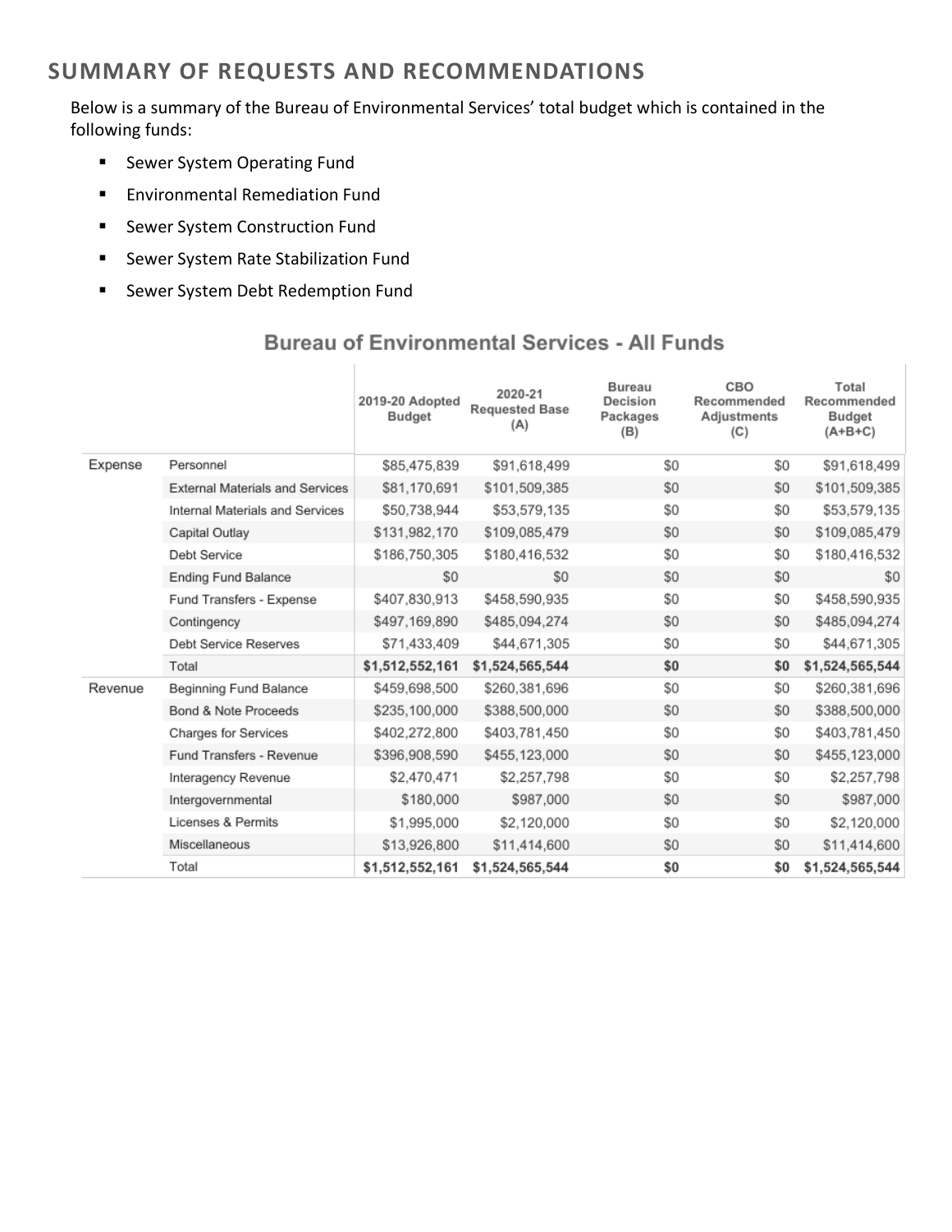## SUMMARY OF REQUESTS AND RECOMMENDATIONS

Below is a summary of the Bureau of Environmental Services' total budget which is contained in the following funds:

- Sewer System Operating Fund
- Environmental Remediation Fund
- Sewer System Construction Fund
- Sewer System Rate Stabilization Fund
- Sewer System Debt Redemption Fund

### Bureau of Environmental Services - All Funds

| | | 2019-20 Adopted Budget | 2020-21 Requested Base (A) | Bureau Decision Packages (B) | CBO Recommended Adjustments (C) | Total Recommended Budget (A+B+C) |
|---|---|---|---|---|---|---|
| Expense | Personnel | $85,475,839 | $91,618,499 | $0 | $0 | $91,618,499 |
| | External Materials and Services | $81,170,691 | $101,509,385 | $0 | $0 | $101,509,385 |
| | Internal Materials and Services | $50,738,944 | $53,579,135 | $0 | $0 | $53,579,135 |
| | Capital Outlay | $131,982,170 | $109,085,479 | $0 | $0 | $109,085,479 |
| | Debt Service | $186,750,305 | $180,416,532 | $0 | $0 | $180,416,532 |
| | Ending Fund Balance | $0 | $0 | $0 | $0 | $0 |
| | Fund Transfers - Expense | $407,830,913 | $458,590,935 | $0 | $0 | $458,590,935 |
| | Contingency | $497,169,890 | $485,094,274 | $0 | $0 | $485,094,274 |
| | Debt Service Reserves | $71,433,409 | $44,671,305 | $0 | $0 | $44,671,305 |
| | Total | **$1,512,552,161** | **$1,524,565,544** | **$0** | **$0** | **$1,524,565,544** |
| Revenue | Beginning Fund Balance | $459,698,500 | $260,381,696 | $0 | $0 | $260,381,696 |
| | Bond & Note Proceeds | $235,100,000 | $388,500,000 | $0 | $0 | $388,500,000 |
| | Charges for Services | $402,272,800 | $403,781,450 | $0 | $0 | $403,781,450 |
| | Fund Transfers - Revenue | $396,908,590 | $455,123,000 | $0 | $0 | $455,123,000 |
| | Interagency Revenue | $2,470,471 | $2,257,798 | $0 | $0 | $2,257,798 |
| | Intergovernmental | $180,000 | $987,000 | $0 | $0 | $987,000 |
| | Licenses & Permits | $1,995,000 | $2,120,000 | $0 | $0 | $2,120,000 |
| | Miscellaneous | $13,926,800 | $11,414,600 | $0 | $0 | $11,414,600 |
| | Total | **$1,512,552,161** | **$1,524,565,544** | **$0** | **$0** | **$1,524,565,544** |